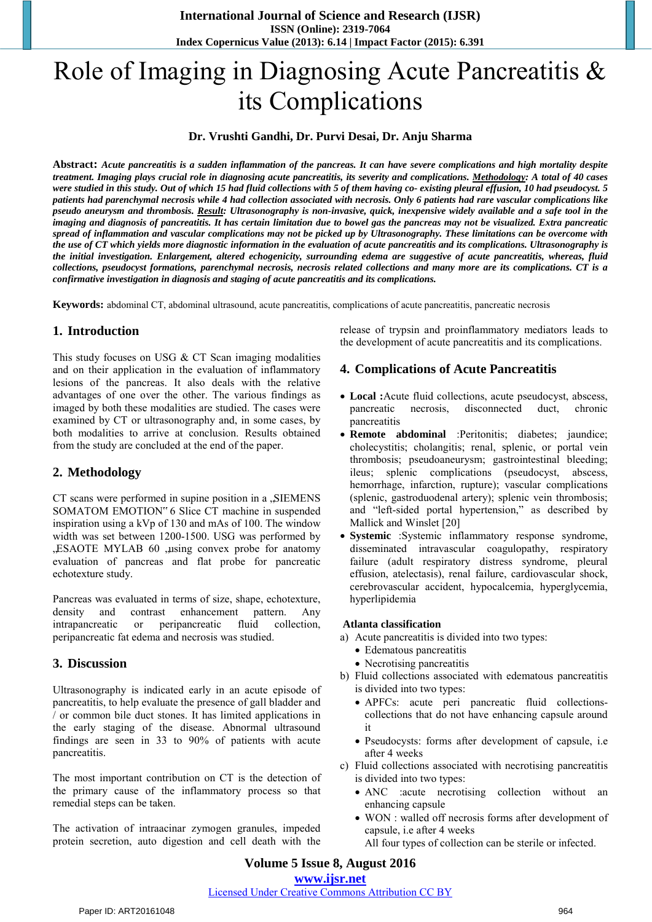# Role of Imaging in Diagnosing Acute Pancreatitis & its Complications

**Dr. Vrushti Gandhi, Dr. Purvi Desai, Dr. Anju Sharma**

**Abstract:** ***Acute pancreatitis is a sudden inflammation of the pancreas. It can have severe complications and high mortality despite treatment. Imaging plays crucial role in diagnosing acute pancreatitis, its severity and complications. <u>Methodology</u>: A total of 40 cases were studied in this study. Out of which 15 had fluid collections with 5 of them having co- existing pleural effusion, 10 had pseudocyst. 5 patients had parenchymal necrosis while 4 had collection associated with necrosis. Only 6 patients had rare vascular complications like pseudo aneurysm and thrombosis. <u>Result</u>: Ultrasonography is non-invasive, quick, inexpensive widely available and a safe tool in the imaging and diagnosis of pancreatitis. It has certain limitation due to bowel gas the pancreas may not be visualized. Extra pancreatic spread of inflammation and vascular complications may not be picked up by Ultrasonography. These limitations can be overcome with the use of CT which yields more diagnostic information in the evaluation of acute pancreatitis and its complications. Ultrasonography is the initial investigation. Enlargement, altered echogenicity, surrounding edema are suggestive of acute pancreatitis, whereas, fluid collections, pseudocyst formations, parenchymal necrosis, necrosis related collections and many more are its complications. CT is a confirmative investigation in diagnosis and staging of acute pancreatitis and its complications.***

**Keywords:** abdominal CT, abdominal ultrasound, acute pancreatitis, complications of acute pancreatitis, pancreatic necrosis

## 1. Introduction

This study focuses on USG & CT Scan imaging modalities and on their application in the evaluation of inflammatory lesions of the pancreas. It also deals with the relative advantages of one over the other. The various findings as imaged by both these modalities are studied. The cases were examined by CT or ultrasonography and, in some cases, by both modalities to arrive at conclusion. Results obtained from the study are concluded at the end of the paper.

## 2. Methodology

CT scans were performed in supine position in a ‚SIEMENS SOMATOM EMOTION‟ 6 Slice CT machine in suspended inspiration using a kVp of 130 and mAs of 100. The window width was set between 1200-1500. USG was performed by ‚ESAOTE MYLAB 60 ‚using convex probe for anatomy evaluation of pancreas and flat probe for pancreatic echotexture study.

Pancreas was evaluated in terms of size, shape, echotexture, density and contrast enhancement pattern. Any intrapancreatic or peripancreatic fluid collection, peripancreatic fat edema and necrosis was studied.

## 3. Discussion

Ultrasonography is indicated early in an acute episode of pancreatitis, to help evaluate the presence of gall bladder and / or common bile duct stones. It has limited applications in the early staging of the disease. Abnormal ultrasound findings are seen in 33 to 90% of patients with acute pancreatitis.

The most important contribution on CT is the detection of the primary cause of the inflammatory process so that remedial steps can be taken.

The activation of intraacinar zymogen granules, impeded protein secretion, auto digestion and cell death with the release of trypsin and proinflammatory mediators leads to the development of acute pancreatitis and its complications.

## 4. Complications of Acute Pancreatitis

- **Local :**Acute fluid collections, acute pseudocyst, abscess, pancreatic necrosis, disconnected duct, chronic pancreatitis
- **Remote abdominal** :Peritonitis; diabetes; jaundice; cholecystitis; cholangitis; renal, splenic, or portal vein thrombosis; pseudoaneurysm; gastrointestinal bleeding; ileus; splenic complications (pseudocyst, abscess, hemorrhage, infarction, rupture); vascular complications (splenic, gastroduodenal artery); splenic vein thrombosis; and “left-sided portal hypertension,” as described by Mallick and Winslet [20]
- **Systemic** :Systemic inflammatory response syndrome, disseminated intravascular coagulopathy, respiratory failure (adult respiratory distress syndrome, pleural effusion, atelectasis), renal failure, cardiovascular shock, cerebrovascular accident, hypocalcemia, hyperglycemia, hyperlipidemia

**Atlanta classification**

a) Acute pancreatitis is divided into two types:
   - Edematous pancreatitis
   - Necrotising pancreatitis

b) Fluid collections associated with edematous pancreatitis is divided into two types:
   - APFCs: acute peri pancreatic fluid collections- collections that do not have enhancing capsule around it
   - Pseudocysts: forms after development of capsule, i.e after 4 weeks

c) Fluid collections associated with necrotising pancreatitis is divided into two types:
   - ANC :acute necrotising collection without an enhancing capsule
   - WON : walled off necrosis forms after development of capsule, i.e after 4 weeks

   All four types of collection can be sterile or infected.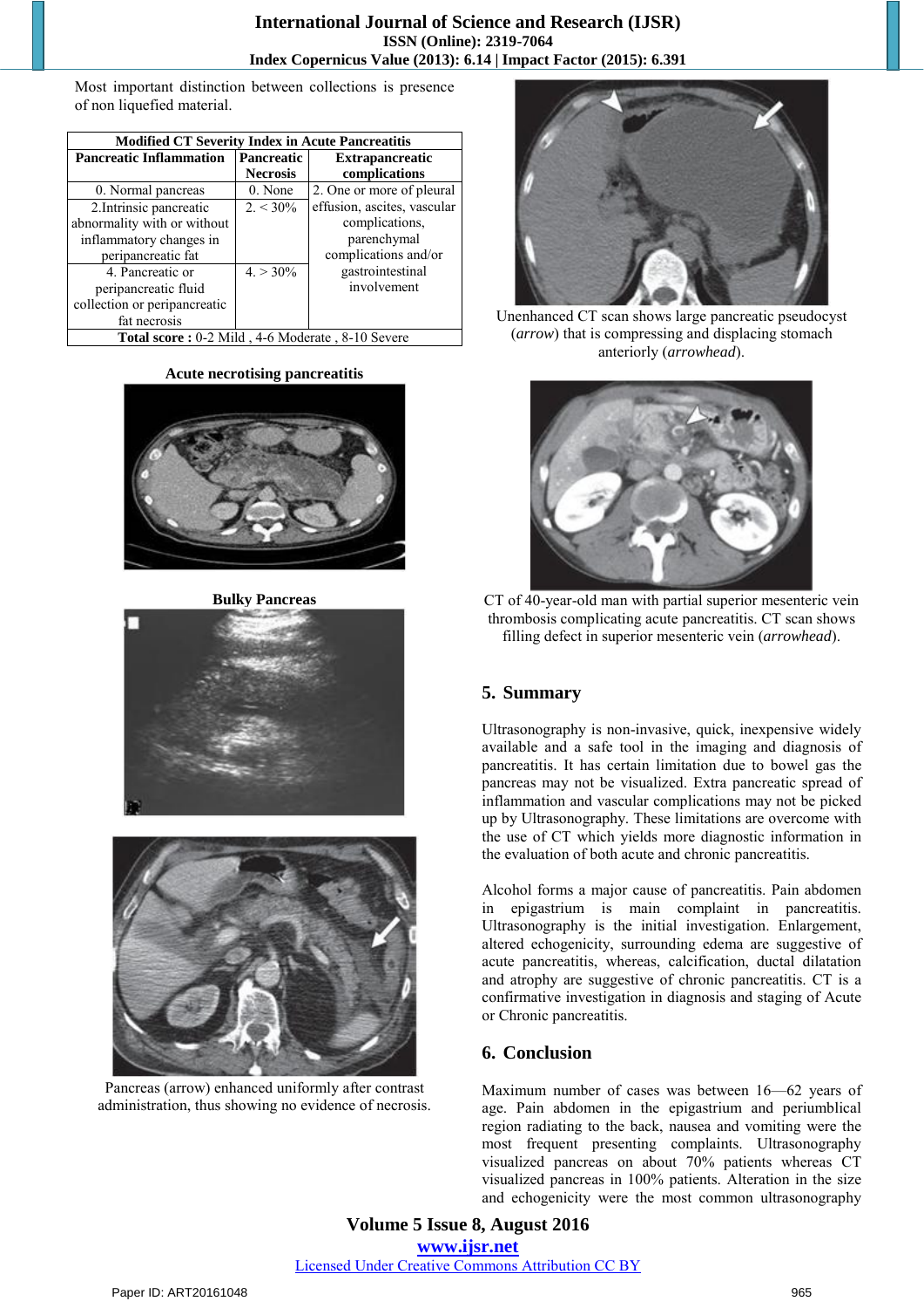Most important distinction between collections is presence of non liquefied material.

| Modified CT Severity Index in Acute Pancreatitis | | |
|---|---|---|
| **Pancreatic Inflammation** | **Pancreatic Necrosis** | **Extrapancreatic complications** |
| 0. Normal pancreas | 0. None | 2. One or more of pleural effusion, ascites, vascular complications, parenchymal complications and/or gastrointestinal involvement |
| 2.Intrinsic pancreatic abnormality with or without inflammatory changes in peripancreatic fat | 2. < 30% | |
| 4. Pancreatic or peripancreatic fluid collection or peripancreatic fat necrosis | 4. > 30% | |
| **Total score :** 0-2 Mild , 4-6 Moderate , 8-10 Severe | | |

**Acute necrotising pancreatitis**

**Bulky Pancreas**

Pancreas (arrow) enhanced uniformly after contrast administration, thus showing no evidence of necrosis.

Unenhanced CT scan shows large pancreatic pseudocyst (*arrow*) that is compressing and displacing stomach anteriorly (*arrowhead*).

CT of 40-year-old man with partial superior mesenteric vein thrombosis complicating acute pancreatitis. CT scan shows filling defect in superior mesenteric vein (*arrowhead*).

## 5. Summary

Ultrasonography is non-invasive, quick, inexpensive widely available and a safe tool in the imaging and diagnosis of pancreatitis. It has certain limitation due to bowel gas the pancreas may not be visualized. Extra pancreatic spread of inflammation and vascular complications may not be picked up by Ultrasonography. These limitations are overcome with the use of CT which yields more diagnostic information in the evaluation of both acute and chronic pancreatitis.

Alcohol forms a major cause of pancreatitis. Pain abdomen in epigastrium is main complaint in pancreatitis. Ultrasonography is the initial investigation. Enlargement, altered echogenicity, surrounding edema are suggestive of acute pancreatitis, whereas, calcification, ductal dilatation and atrophy are suggestive of chronic pancreatitis. CT is a confirmative investigation in diagnosis and staging of Acute or Chronic pancreatitis.

## 6. Conclusion

Maximum number of cases was between 16—62 years of age. Pain abdomen in the epigastrium and periumblical region radiating to the back, nausea and vomiting were the most frequent presenting complaints. Ultrasonography visualized pancreas on about 70% patients whereas CT visualized pancreas in 100% patients. Alteration in the size and echogenicity were the most common ultrasonography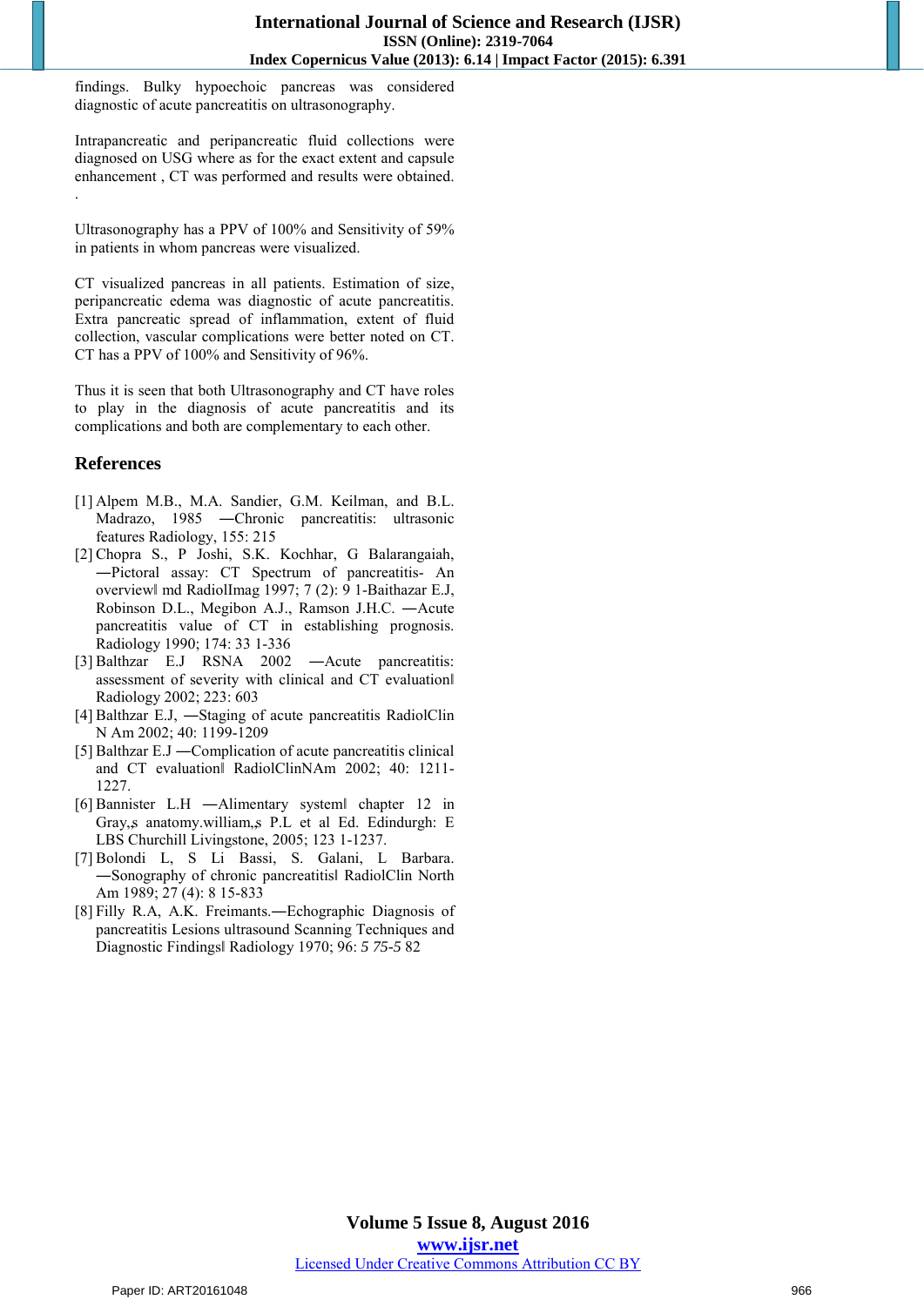findings. Bulky hypoechoic pancreas was considered diagnostic of acute pancreatitis on ultrasonography.

Intrapancreatic and peripancreatic fluid collections were diagnosed on USG where as for the exact extent and capsule enhancement , CT was performed and results were obtained. .

Ultrasonography has a PPV of 100% and Sensitivity of 59% in patients in whom pancreas were visualized.

CT visualized pancreas in all patients. Estimation of size, peripancreatic edema was diagnostic of acute pancreatitis. Extra pancreatic spread of inflammation, extent of fluid collection, vascular complications were better noted on CT. CT has a PPV of 100% and Sensitivity of 96%.

Thus it is seen that both Ultrasonography and CT have roles to play in the diagnosis of acute pancreatitis and its complications and both are complementary to each other.

## References

[1] Alpem M.B., M.A. Sandier, G.M. Keilman, and B.L. Madrazo, 1985 ―Chronic pancreatitis: ultrasonic features Radiology, 155: 215

[2] Chopra S., P Joshi, S.K. Kochhar, G Balarangaiah, ―Pictoral assay: CT Spectrum of pancreatitis- An overview‖ md RadiolImag 1997; 7 (2): 9 1-Baithazar E.J, Robinson D.L., Megibon A.J., Ramson J.H.C. ―Acute pancreatitis value of CT in establishing prognosis. Radiology 1990; 174: 33 1-336

[3] Balthzar E.J RSNA 2002 ―Acute pancreatitis: assessment of severity with clinical and CT evaluation‖ Radiology 2002; 223: 603

[4] Balthzar E.J, ―Staging of acute pancreatitis RadiolClin N Am 2002; 40: 1199-1209

[5] Balthzar E.J ―Complication of acute pancreatitis clinical and CT evaluation‖ RadiolClinNAm 2002; 40: 1211-1227.

[6] Bannister L.H ―Alimentary system‖ chapter 12 in Gray„s anatomy.william„s P.L et al Ed. Edindurgh: E LBS Churchill Livingstone, 2005; 123 1-1237.

[7] Bolondi L, S Li Bassi, S. Galani, L Barbara. ―Sonography of chronic pancreatitis‖ RadiolClin North Am 1989; 27 (4): 8 15-833

[8] Filly R.A, A.K. Freimants.―Echographic Diagnosis of pancreatitis Lesions ultrasound Scanning Techniques and Diagnostic Findings‖ Radiology 1970; 96: *5 75-5* 82